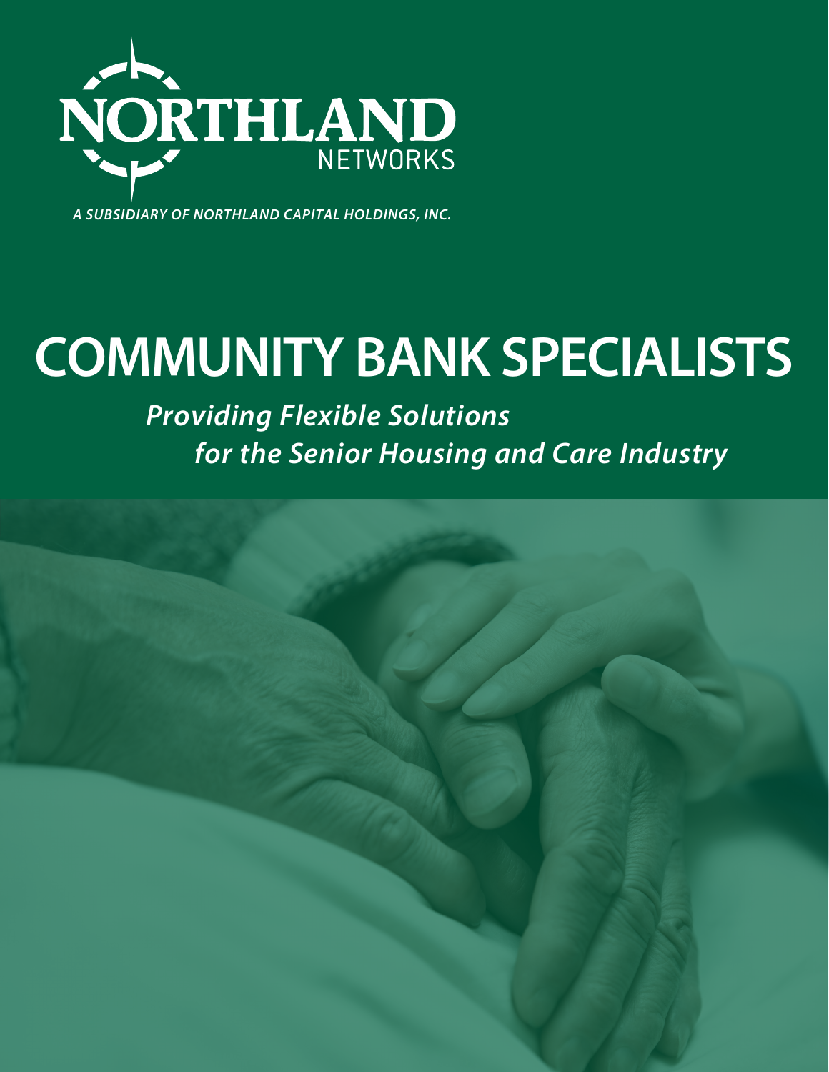NORTHLAND

NETWORKS

*A SUBSIDIARY OF NORTHLAND CAPITAL HOLDINGS, INC.*

# COMMUNITY BANK SPECIALISTS

***Providing Flexible Solutions for the Senior Housing and Care Industry***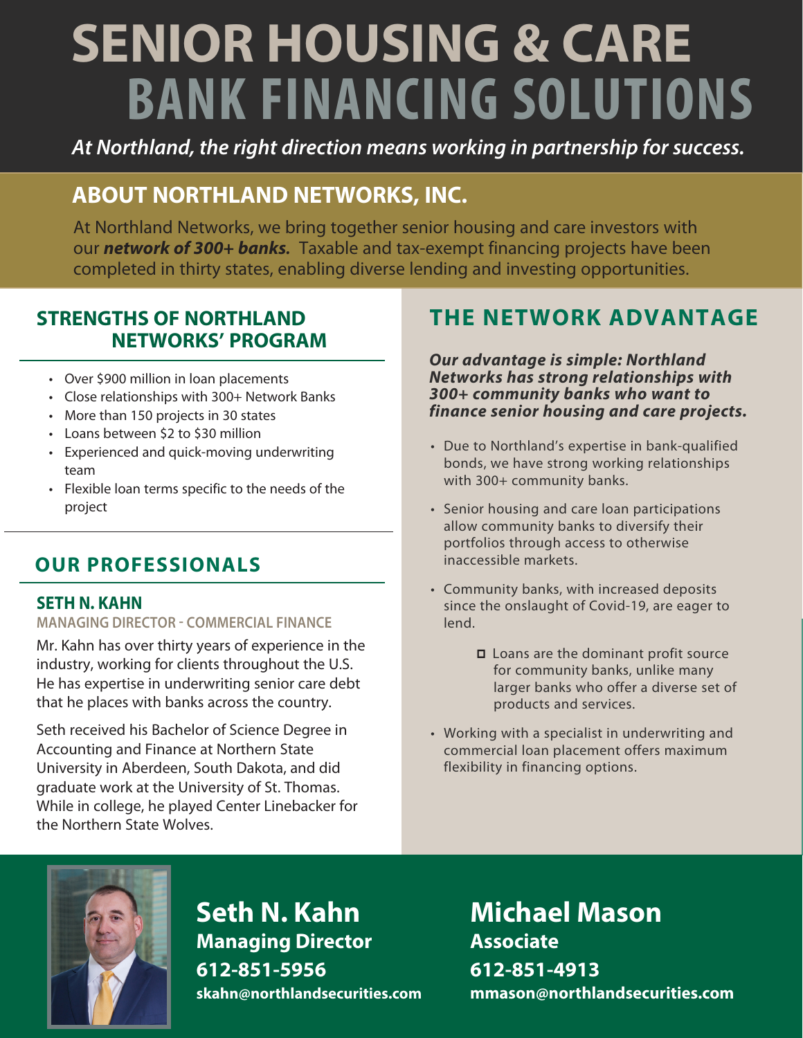# SENIOR HOUSING & CARE
# BANK FINANCING SOLUTIONS

*At Northland, the right direction means working in partnership for success.*

## ABOUT NORTHLAND NETWORKS, INC.

At Northland Networks, we bring together senior housing and care investors with our ***network of 300+ banks.*** Taxable and tax-exempt financing projects have been completed in thirty states, enabling diverse lending and investing opportunities.

## STRENGTHS OF NORTHLAND NETWORKS' PROGRAM

- Over $900 million in loan placements
- Close relationships with 300+ Network Banks
- More than 150 projects in 30 states
- Loans between $2 to $30 million
- Experienced and quick-moving underwriting team
- Flexible loan terms specific to the needs of the project

## OUR PROFESSIONALS

### SETH N. KAHN

**MANAGING DIRECTOR - COMMERCIAL FINANCE**

Mr. Kahn has over thirty years of experience in the industry, working for clients throughout the U.S. He has expertise in underwriting senior care debt that he places with banks across the country.

Seth received his Bachelor of Science Degree in Accounting and Finance at Northern State University in Aberdeen, South Dakota, and did graduate work at the University of St. Thomas. While in college, he played Center Linebacker for the Northern State Wolves.

## THE NETWORK ADVANTAGE

***Our advantage is simple: Northland Networks has strong relationships with 300+ community banks who want to finance senior housing and care projects.***

- Due to Northland's expertise in bank-qualified bonds, we have strong working relationships with 300+ community banks.
- Senior housing and care loan participations allow community banks to diversify their portfolios through access to otherwise inaccessible markets.
- Community banks, with increased deposits since the onslaught of Covid-19, are eager to lend.
  - Loans are the dominant profit source for community banks, unlike many larger banks who offer a diverse set of products and services.
- Working with a specialist in underwriting and commercial loan placement offers maximum flexibility in financing options.

**Seth N. Kahn**
**Managing Director**
**612-851-5956**
**skahn@northlandsecurities.com**

**Michael Mason**
**Associate**
**612-851-4913**
**mmason@northlandsecurities.com**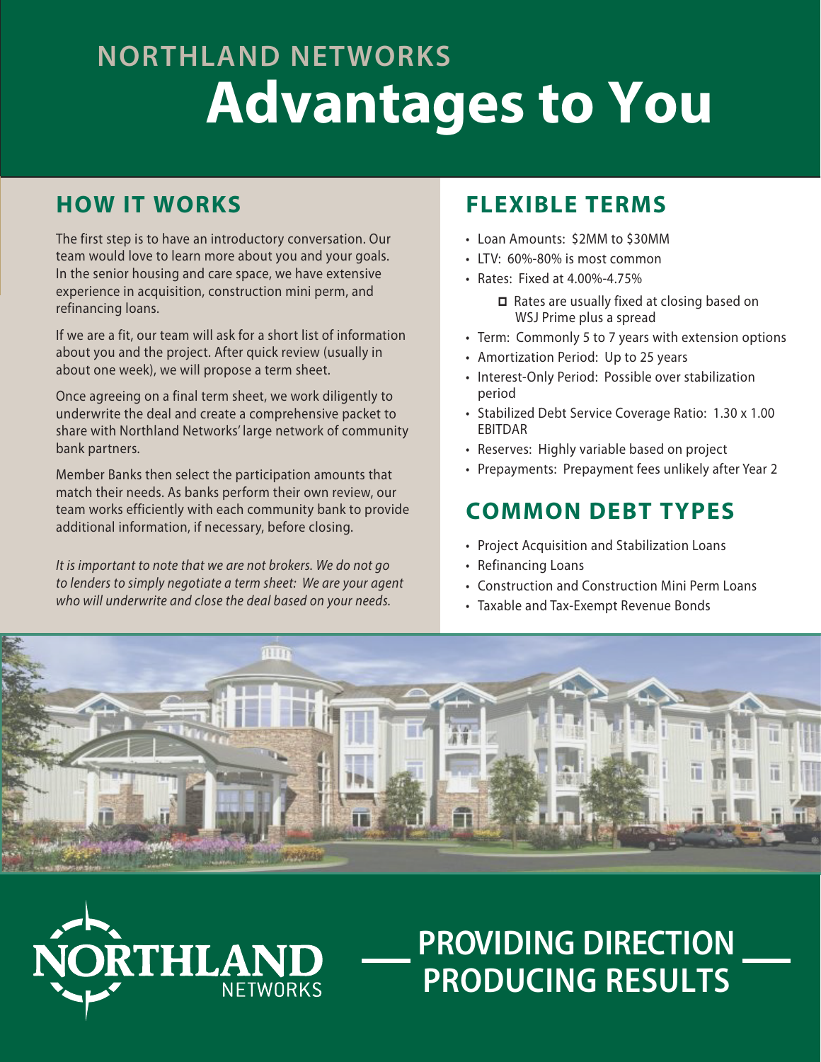# NORTHLAND NETWORKS
# Advantages to You

## HOW IT WORKS

The first step is to have an introductory conversation. Our team would love to learn more about you and your goals. In the senior housing and care space, we have extensive experience in acquisition, construction mini perm, and refinancing loans.

If we are a fit, our team will ask for a short list of information about you and the project. After quick review (usually in about one week), we will propose a term sheet.

Once agreeing on a final term sheet, we work diligently to underwrite the deal and create a comprehensive packet to share with Northland Networks' large network of community bank partners.

Member Banks then select the participation amounts that match their needs. As banks perform their own review, our team works efficiently with each community bank to provide additional information, if necessary, before closing.

*It is important to note that we are not brokers. We do not go to lenders to simply negotiate a term sheet: We are your agent who will underwrite and close the deal based on your needs.*

## FLEXIBLE TERMS

- Loan Amounts: $2MM to $30MM
- LTV: 60%-80% is most common
- Rates: Fixed at 4.00%-4.75%
  - Rates are usually fixed at closing based on WSJ Prime plus a spread
- Term: Commonly 5 to 7 years with extension options
- Amortization Period: Up to 25 years
- Interest-Only Period: Possible over stabilization period
- Stabilized Debt Service Coverage Ratio: 1.30 x 1.00 EBITDAR
- Reserves: Highly variable based on project
- Prepayments: Prepayment fees unlikely after Year 2

## COMMON DEBT TYPES

- Project Acquisition and Stabilization Loans
- Refinancing Loans
- Construction and Construction Mini Perm Loans
- Taxable and Tax-Exempt Revenue Bonds

NORTHLAND NETWORKS

PROVIDING DIRECTION
PRODUCING RESULTS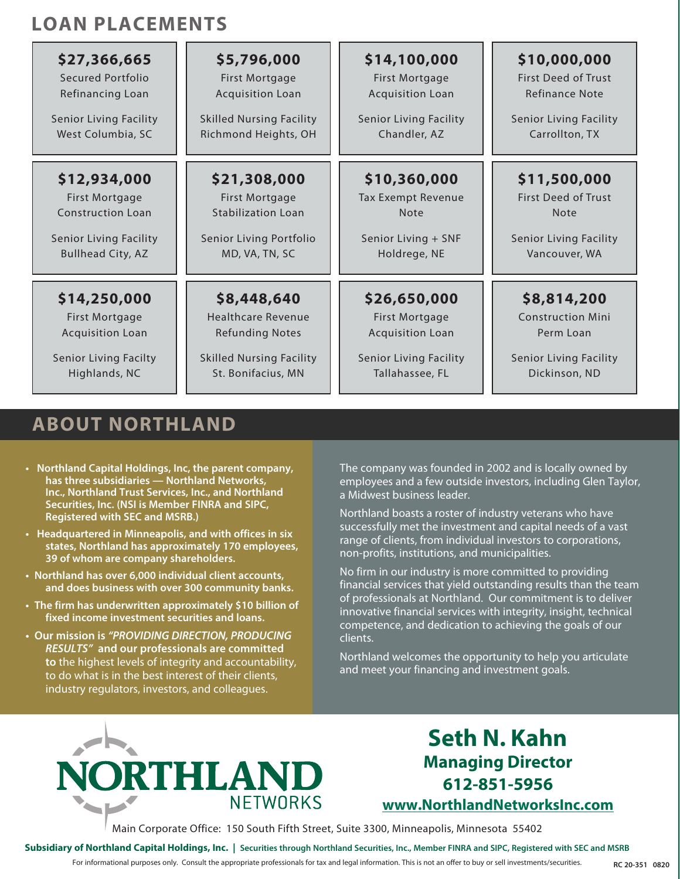## LOAN PLACEMENTS

| | | | |
|---|---|---|---|
| **$27,366,665**<br>Secured Portfolio Refinancing Loan<br><br>Senior Living Facility<br>West Columbia, SC | **$5,796,000**<br>First Mortgage Acquisition Loan<br><br>Skilled Nursing Facility<br>Richmond Heights, OH | **$14,100,000**<br>First Mortgage Acquisition Loan<br><br>Senior Living Facility<br>Chandler, AZ | **$10,000,000**<br>First Deed of Trust Refinance Note<br><br>Senior Living Facility<br>Carrollton, TX |
| **$12,934,000**<br>First Mortgage Construction Loan<br><br>Senior Living Facility<br>Bullhead City, AZ | **$21,308,000**<br>First Mortgage Stabilization Loan<br><br>Senior Living Portfolio<br>MD, VA, TN, SC | **$10,360,000**<br>Tax Exempt Revenue Note<br><br>Senior Living + SNF<br>Holdrege, NE | **$11,500,000**<br>First Deed of Trust Note<br><br>Senior Living Facility<br>Vancouver, WA |
| **$14,250,000**<br>First Mortgage Acquisition Loan<br><br>Senior Living Facilty<br>Highlands, NC | **$8,448,640**<br>Healthcare Revenue Refunding Notes<br><br>Skilled Nursing Facility<br>St. Bonifacius, MN | **$26,650,000**<br>First Mortgage Acquisition Loan<br><br>Senior Living Facility<br>Tallahassee, FL | **$8,814,200**<br>Construction Mini Perm Loan<br><br>Senior Living Facility<br>Dickinson, ND |

## ABOUT NORTHLAND

- **Northland Capital Holdings, Inc, the parent company, has three subsidiaries — Northland Networks, Inc., Northland Trust Services, Inc., and Northland Securities, Inc. (NSI is Member FINRA and SIPC, Registered with SEC and MSRB.)**
- **Headquartered in Minneapolis, and with offices in six states, Northland has approximately 170 employees, 39 of whom are company shareholders.**
- **Northland has over 6,000 individual client accounts, and does business with over 300 community banks.**
- **The firm has underwritten approximately $10 billion of fixed income investment securities and loans.**
- **Our mission is *"PROVIDING DIRECTION, PRODUCING RESULTS"* and our professionals are committed to** the highest levels of integrity and accountability, to do what is in the best interest of their clients, industry regulators, investors, and colleagues.

The company was founded in 2002 and is locally owned by employees and a few outside investors, including Glen Taylor, a Midwest business leader.

Northland boasts a roster of industry veterans who have successfully met the investment and capital needs of a vast range of clients, from individual investors to corporations, non-profits, institutions, and municipalities.

No firm in our industry is more committed to providing financial services that yield outstanding results than the team of professionals at Northland. Our commitment is to deliver innovative financial services with integrity, insight, technical competence, and dedication to achieving the goals of our clients.

Northland welcomes the opportunity to help you articulate and meet your financing and investment goals.

NORTHLAND NETWORKS

**Seth N. Kahn**
**Managing Director**
**612-851-5956**
**www.NorthlandNetworksInc.com**

Main Corporate Office: 150 South Fifth Street, Suite 3300, Minneapolis, Minnesota 55402

**Subsidiary of Northland Capital Holdings, Inc. | Securities through Northland Securities, Inc., Member FINRA and SIPC, Registered with SEC and MSRB**

For informational purposes only. Consult the appropriate professionals for tax and legal information. This is not an offer to buy or sell investments/securities.

RC 20-351 0820